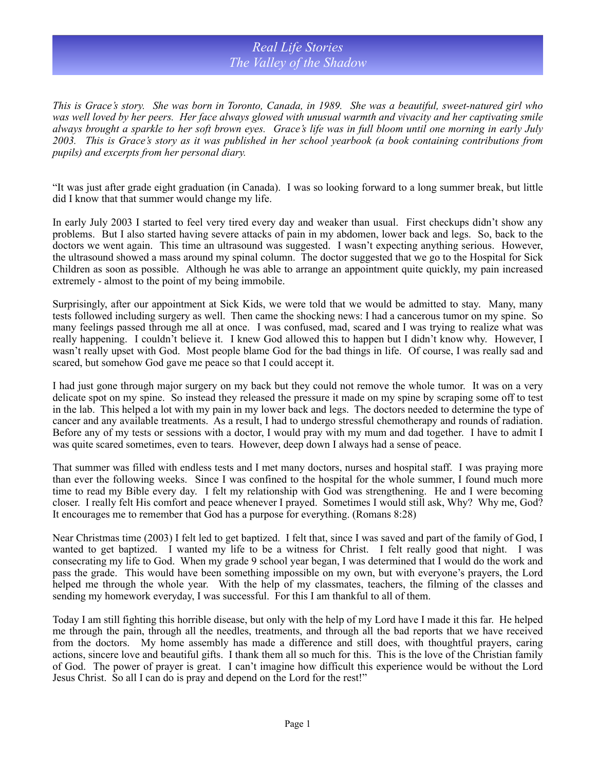# *Real Life Stories*
## *The Valley of the Shadow*

*This is Grace's story. She was born in Toronto, Canada, in 1989. She was a beautiful, sweet-natured girl who was well loved by her peers. Her face always glowed with unusual warmth and vivacity and her captivating smile always brought a sparkle to her soft brown eyes. Grace's life was in full bloom until one morning in early July 2003. This is Grace's story as it was published in her school yearbook (a book containing contributions from pupils) and excerpts from her personal diary.*

"It was just after grade eight graduation (in Canada). I was so looking forward to a long summer break, but little did I know that that summer would change my life.

In early July 2003 I started to feel very tired every day and weaker than usual. First checkups didn't show any problems. But I also started having severe attacks of pain in my abdomen, lower back and legs. So, back to the doctors we went again. This time an ultrasound was suggested. I wasn't expecting anything serious. However, the ultrasound showed a mass around my spinal column. The doctor suggested that we go to the Hospital for Sick Children as soon as possible. Although he was able to arrange an appointment quite quickly, my pain increased extremely - almost to the point of my being immobile.

Surprisingly, after our appointment at Sick Kids, we were told that we would be admitted to stay. Many, many tests followed including surgery as well. Then came the shocking news: I had a cancerous tumor on my spine. So many feelings passed through me all at once. I was confused, mad, scared and I was trying to realize what was really happening. I couldn't believe it. I knew God allowed this to happen but I didn't know why. However, I wasn't really upset with God. Most people blame God for the bad things in life. Of course, I was really sad and scared, but somehow God gave me peace so that I could accept it.

I had just gone through major surgery on my back but they could not remove the whole tumor. It was on a very delicate spot on my spine. So instead they released the pressure it made on my spine by scraping some off to test in the lab. This helped a lot with my pain in my lower back and legs. The doctors needed to determine the type of cancer and any available treatments. As a result, I had to undergo stressful chemotherapy and rounds of radiation. Before any of my tests or sessions with a doctor, I would pray with my mum and dad together. I have to admit I was quite scared sometimes, even to tears. However, deep down I always had a sense of peace.

That summer was filled with endless tests and I met many doctors, nurses and hospital staff. I was praying more than ever the following weeks. Since I was confined to the hospital for the whole summer, I found much more time to read my Bible every day. I felt my relationship with God was strengthening. He and I were becoming closer. I really felt His comfort and peace whenever I prayed. Sometimes I would still ask, Why? Why me, God? It encourages me to remember that God has a purpose for everything. (Romans 8:28)

Near Christmas time (2003) I felt led to get baptized. I felt that, since I was saved and part of the family of God, I wanted to get baptized. I wanted my life to be a witness for Christ. I felt really good that night. I was consecrating my life to God. When my grade 9 school year began, I was determined that I would do the work and pass the grade. This would have been something impossible on my own, but with everyone's prayers, the Lord helped me through the whole year. With the help of my classmates, teachers, the filming of the classes and sending my homework everyday, I was successful. For this I am thankful to all of them.

Today I am still fighting this horrible disease, but only with the help of my Lord have I made it this far. He helped me through the pain, through all the needles, treatments, and through all the bad reports that we have received from the doctors. My home assembly has made a difference and still does, with thoughtful prayers, caring actions, sincere love and beautiful gifts. I thank them all so much for this. This is the love of the Christian family of God. The power of prayer is great. I can't imagine how difficult this experience would be without the Lord Jesus Christ. So all I can do is pray and depend on the Lord for the rest!"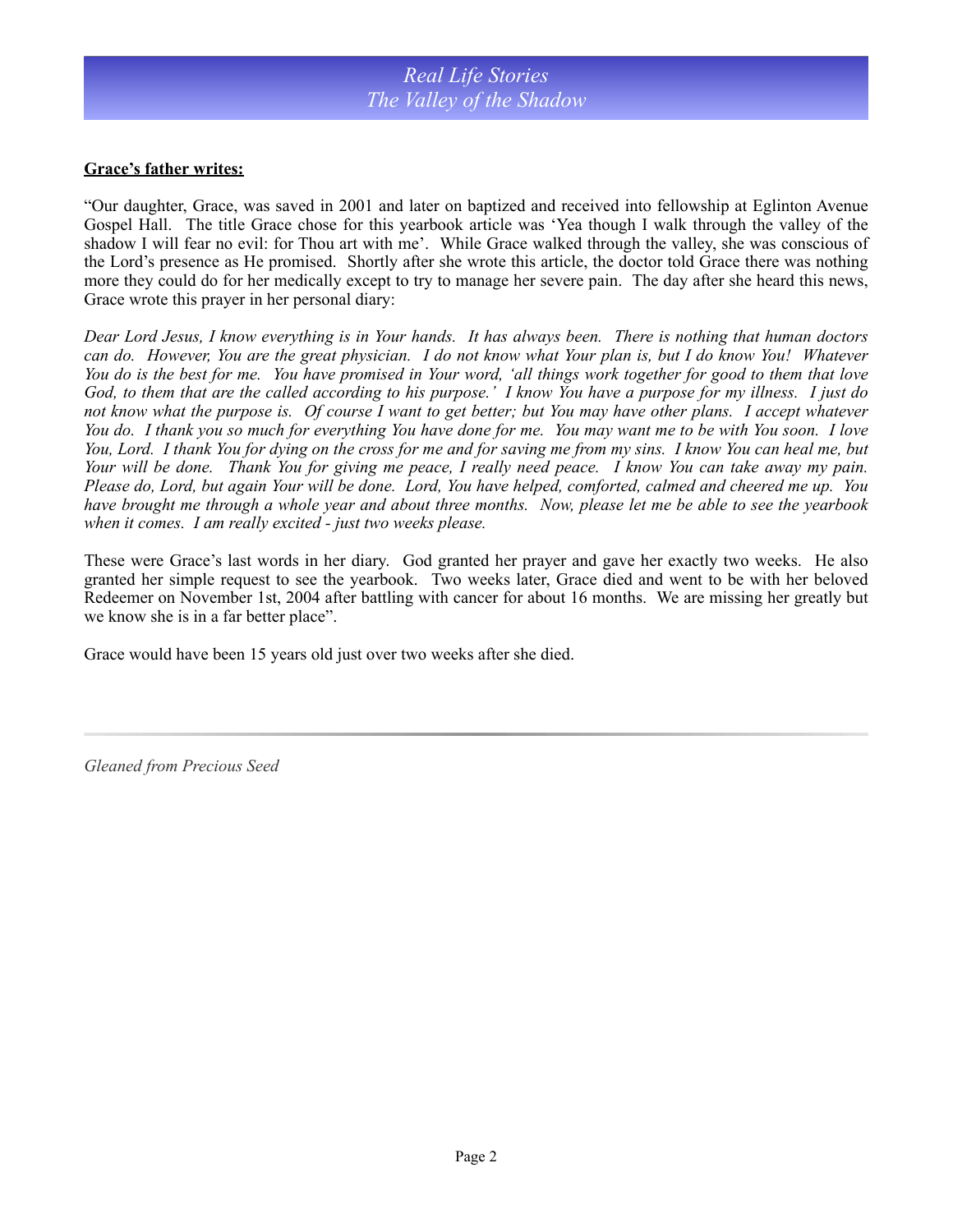# *Real Life Stories*
## *The Valley of the Shadow*

**<u>Grace's father writes:</u>**

"Our daughter, Grace, was saved in 2001 and later on baptized and received into fellowship at Eglinton Avenue Gospel Hall. The title Grace chose for this yearbook article was 'Yea though I walk through the valley of the shadow I will fear no evil: for Thou art with me'. While Grace walked through the valley, she was conscious of the Lord's presence as He promised. Shortly after she wrote this article, the doctor told Grace there was nothing more they could do for her medically except to try to manage her severe pain. The day after she heard this news, Grace wrote this prayer in her personal diary:

*Dear Lord Jesus, I know everything is in Your hands. It has always been. There is nothing that human doctors can do. However, You are the great physician. I do not know what Your plan is, but I do know You! Whatever You do is the best for me. You have promised in Your word, 'all things work together for good to them that love God, to them that are the called according to his purpose.' I know You have a purpose for my illness. I just do not know what the purpose is. Of course I want to get better; but You may have other plans. I accept whatever You do. I thank you so much for everything You have done for me. You may want me to be with You soon. I love You, Lord. I thank You for dying on the cross for me and for saving me from my sins. I know You can heal me, but Your will be done. Thank You for giving me peace, I really need peace. I know You can take away my pain. Please do, Lord, but again Your will be done. Lord, You have helped, comforted, calmed and cheered me up. You have brought me through a whole year and about three months. Now, please let me be able to see the yearbook when it comes. I am really excited - just two weeks please.*

These were Grace's last words in her diary. God granted her prayer and gave her exactly two weeks. He also granted her simple request to see the yearbook. Two weeks later, Grace died and went to be with her beloved Redeemer on November 1st, 2004 after battling with cancer for about 16 months. We are missing her greatly but we know she is in a far better place".

Grace would have been 15 years old just over two weeks after she died.

---

*Gleaned from Precious Seed*